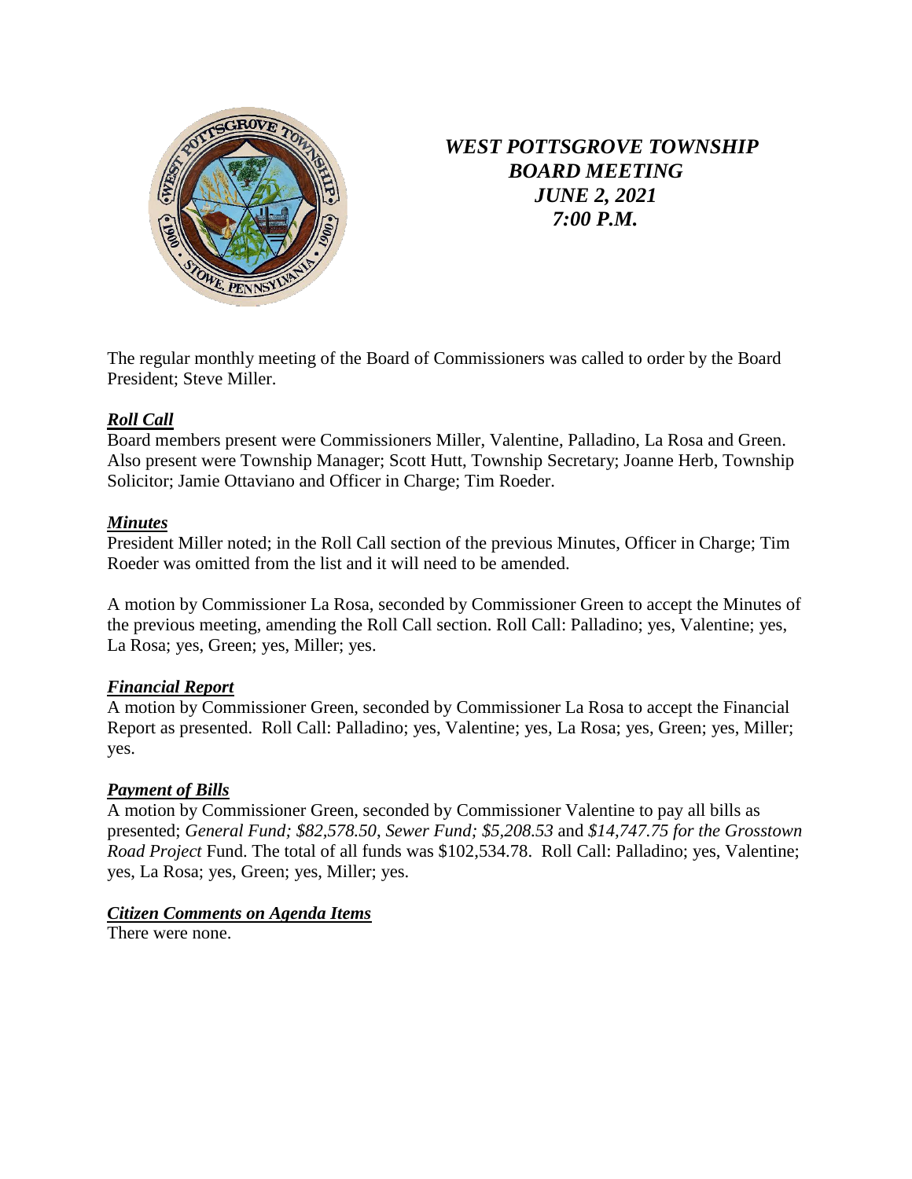# *WEST POTTSGROVE TOWNSHIP BOARD MEETING JUNE 2, 2021 7:00 P.M.*

The regular monthly meeting of the Board of Commissioners was called to order by the Board President; Steve Miller.

## ***Roll Call***

Board members present were Commissioners Miller, Valentine, Palladino, La Rosa and Green. Also present were Township Manager; Scott Hutt, Township Secretary; Joanne Herb, Township Solicitor; Jamie Ottaviano and Officer in Charge; Tim Roeder.

## ***Minutes***

President Miller noted; in the Roll Call section of the previous Minutes, Officer in Charge; Tim Roeder was omitted from the list and it will need to be amended.

A motion by Commissioner La Rosa, seconded by Commissioner Green to accept the Minutes of the previous meeting, amending the Roll Call section. Roll Call: Palladino; yes, Valentine; yes, La Rosa; yes, Green; yes, Miller; yes.

## ***Financial Report***

A motion by Commissioner Green, seconded by Commissioner La Rosa to accept the Financial Report as presented. Roll Call: Palladino; yes, Valentine; yes, La Rosa; yes, Green; yes, Miller; yes.

## ***Payment of Bills***

A motion by Commissioner Green, seconded by Commissioner Valentine to pay all bills as presented; *General Fund; $82,578.50, Sewer Fund; $5,208.53* and *$14,747.75 for the Grosstown Road Project* Fund. The total of all funds was $102,534.78. Roll Call: Palladino; yes, Valentine; yes, La Rosa; yes, Green; yes, Miller; yes.

## ***Citizen Comments on Agenda Items***

There were none.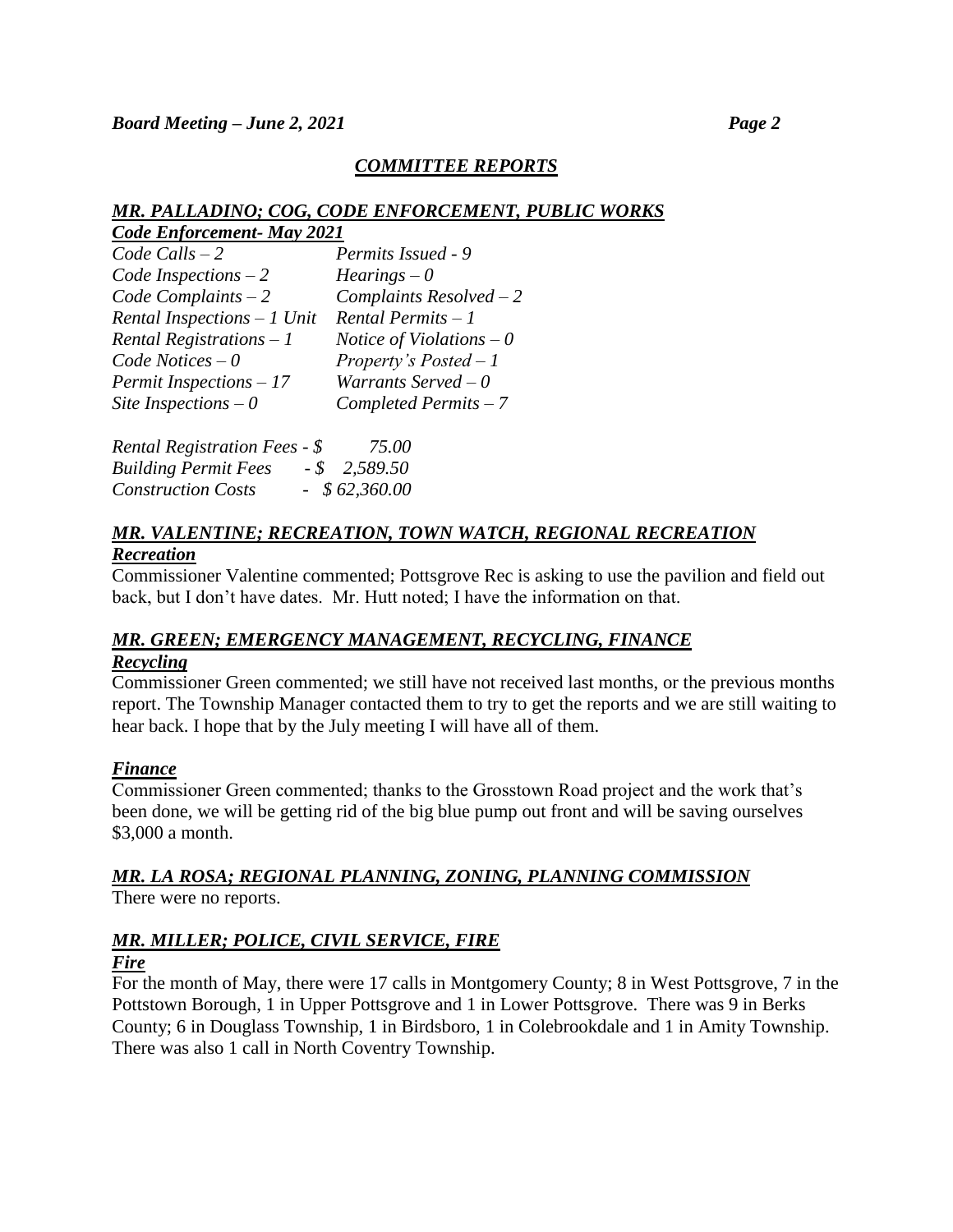## *COMMITTEE REPORTS*

### *MR. PALLADINO; COG, CODE ENFORCEMENT, PUBLIC WORKS*

***Code Enforcement- May 2021***

| | |
|---|---|
| *Code Calls – 2* | *Permits Issued - 9* |
| *Code Inspections – 2* | *Hearings – 0* |
| *Code Complaints – 2* | *Complaints Resolved – 2* |
| *Rental Inspections – 1 Unit* | *Rental Permits – 1* |
| *Rental Registrations – 1* | *Notice of Violations – 0* |
| *Code Notices – 0* | *Property's Posted – 1* |
| *Permit Inspections – 17* | *Warrants Served – 0* |
| *Site Inspections – 0* | *Completed Permits – 7* |

*Rental Registration Fees - $ 75.00*
*Building Permit Fees - $ 2,589.50*
*Construction Costs - $ 62,360.00*

### *MR. VALENTINE; RECREATION, TOWN WATCH, REGIONAL RECREATION*

***Recreation***

Commissioner Valentine commented; Pottsgrove Rec is asking to use the pavilion and field out back, but I don't have dates. Mr. Hutt noted; I have the information on that.

### *MR. GREEN; EMERGENCY MANAGEMENT, RECYCLING, FINANCE*

***Recycling***

Commissioner Green commented; we still have not received last months, or the previous months report. The Township Manager contacted them to try to get the reports and we are still waiting to hear back. I hope that by the July meeting I will have all of them.

***Finance***

Commissioner Green commented; thanks to the Grosstown Road project and the work that's been done, we will be getting rid of the big blue pump out front and will be saving ourselves $3,000 a month.

### *MR. LA ROSA; REGIONAL PLANNING, ZONING, PLANNING COMMISSION*

There were no reports.

### *MR. MILLER; POLICE, CIVIL SERVICE, FIRE*

***Fire***

For the month of May, there were 17 calls in Montgomery County; 8 in West Pottsgrove, 7 in the Pottstown Borough, 1 in Upper Pottsgrove and 1 in Lower Pottsgrove. There was 9 in Berks County; 6 in Douglass Township, 1 in Birdsboro, 1 in Colebrookdale and 1 in Amity Township. There was also 1 call in North Coventry Township.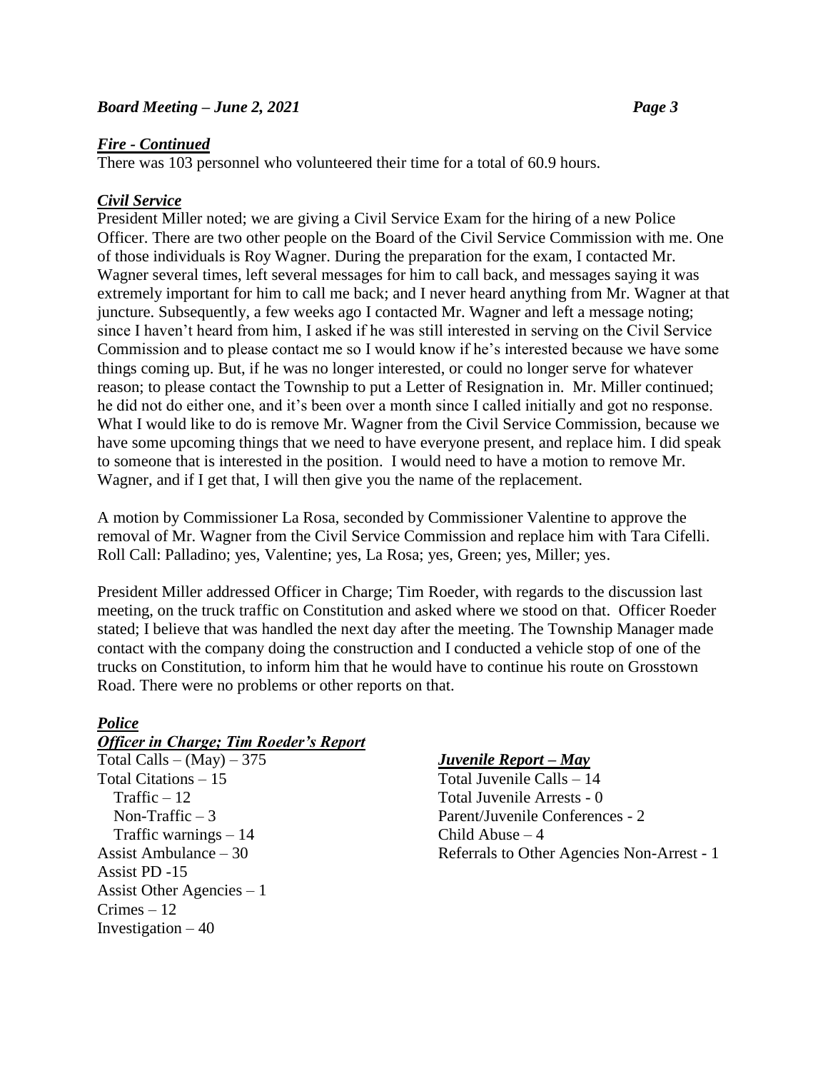### *Fire - Continued*

There was 103 personnel who volunteered their time for a total of 60.9 hours.

### *Civil Service*

President Miller noted; we are giving a Civil Service Exam for the hiring of a new Police Officer. There are two other people on the Board of the Civil Service Commission with me. One of those individuals is Roy Wagner. During the preparation for the exam, I contacted Mr. Wagner several times, left several messages for him to call back, and messages saying it was extremely important for him to call me back; and I never heard anything from Mr. Wagner at that juncture. Subsequently, a few weeks ago I contacted Mr. Wagner and left a message noting; since I haven't heard from him, I asked if he was still interested in serving on the Civil Service Commission and to please contact me so I would know if he's interested because we have some things coming up. But, if he was no longer interested, or could no longer serve for whatever reason; to please contact the Township to put a Letter of Resignation in. Mr. Miller continued; he did not do either one, and it's been over a month since I called initially and got no response. What I would like to do is remove Mr. Wagner from the Civil Service Commission, because we have some upcoming things that we need to have everyone present, and replace him. I did speak to someone that is interested in the position. I would need to have a motion to remove Mr. Wagner, and if I get that, I will then give you the name of the replacement.

A motion by Commissioner La Rosa, seconded by Commissioner Valentine to approve the removal of Mr. Wagner from the Civil Service Commission and replace him with Tara Cifelli. Roll Call: Palladino; yes, Valentine; yes, La Rosa; yes, Green; yes, Miller; yes.

President Miller addressed Officer in Charge; Tim Roeder, with regards to the discussion last meeting, on the truck traffic on Constitution and asked where we stood on that. Officer Roeder stated; I believe that was handled the next day after the meeting. The Township Manager made contact with the company doing the construction and I conducted a vehicle stop of one of the trucks on Constitution, to inform him that he would have to continue his route on Grosstown Road. There were no problems or other reports on that.

### *Police*

#### *Officer in Charge; Tim Roeder's Report*

Total Calls – (May) – 375
Total Citations – 15
  Traffic – 12
  Non-Traffic – 3
  Traffic warnings – 14
Assist Ambulance – 30
Assist PD -15
Assist Other Agencies – 1
Crimes – 12
Investigation – 40

#### *Juvenile Report – May*

Total Juvenile Calls – 14
Total Juvenile Arrests - 0
Parent/Juvenile Conferences - 2
Child Abuse – 4
Referrals to Other Agencies Non-Arrest - 1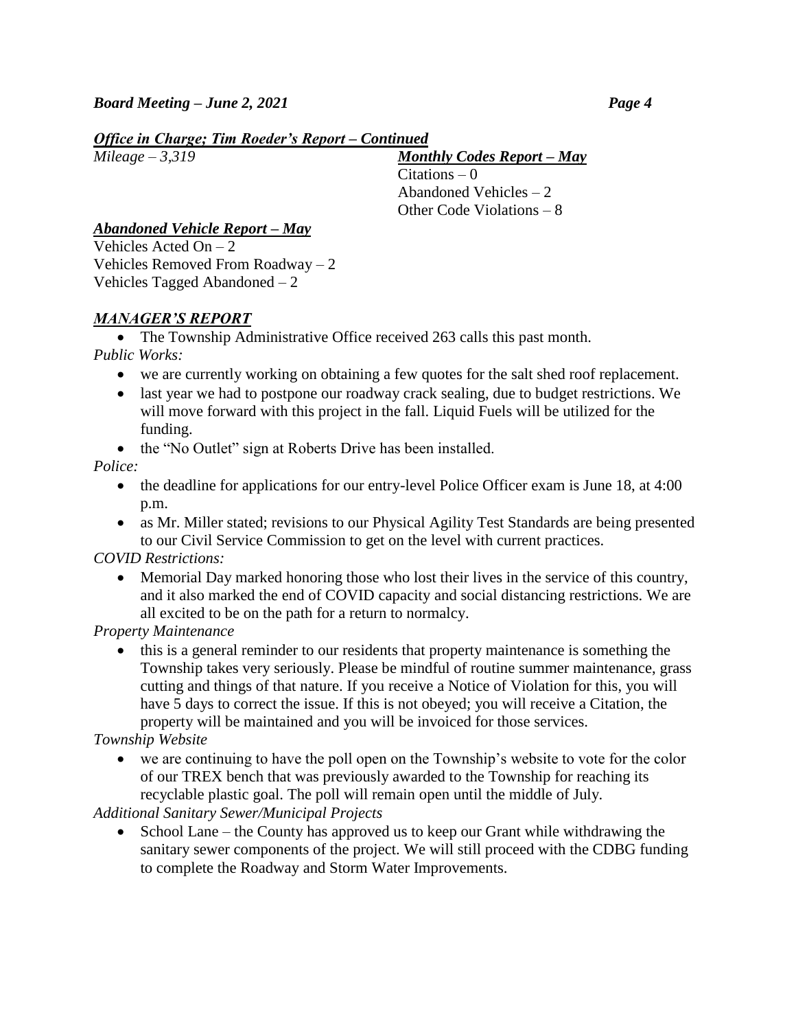***Office in Charge; Tim Roeder's Report – Continued***

*Mileage – 3,319*

***Monthly Codes Report – May***

Citations – 0
Abandoned Vehicles – 2
Other Code Violations – 8

***Abandoned Vehicle Report – May***

Vehicles Acted On – 2
Vehicles Removed From Roadway – 2
Vehicles Tagged Abandoned – 2

***MANAGER'S REPORT***

- The Township Administrative Office received 263 calls this past month.

*Public Works:*

- we are currently working on obtaining a few quotes for the salt shed roof replacement.
- last year we had to postpone our roadway crack sealing, due to budget restrictions. We will move forward with this project in the fall. Liquid Fuels will be utilized for the funding.
- the "No Outlet" sign at Roberts Drive has been installed.

*Police:*

- the deadline for applications for our entry-level Police Officer exam is June 18, at 4:00 p.m.
- as Mr. Miller stated; revisions to our Physical Agility Test Standards are being presented to our Civil Service Commission to get on the level with current practices.

*COVID Restrictions:*

- Memorial Day marked honoring those who lost their lives in the service of this country, and it also marked the end of COVID capacity and social distancing restrictions. We are all excited to be on the path for a return to normalcy.

*Property Maintenance*

- this is a general reminder to our residents that property maintenance is something the Township takes very seriously. Please be mindful of routine summer maintenance, grass cutting and things of that nature. If you receive a Notice of Violation for this, you will have 5 days to correct the issue. If this is not obeyed; you will receive a Citation, the property will be maintained and you will be invoiced for those services.

*Township Website*

- we are continuing to have the poll open on the Township's website to vote for the color of our TREX bench that was previously awarded to the Township for reaching its recyclable plastic goal. The poll will remain open until the middle of July.

*Additional Sanitary Sewer/Municipal Projects*

- School Lane – the County has approved us to keep our Grant while withdrawing the sanitary sewer components of the project. We will still proceed with the CDBG funding to complete the Roadway and Storm Water Improvements.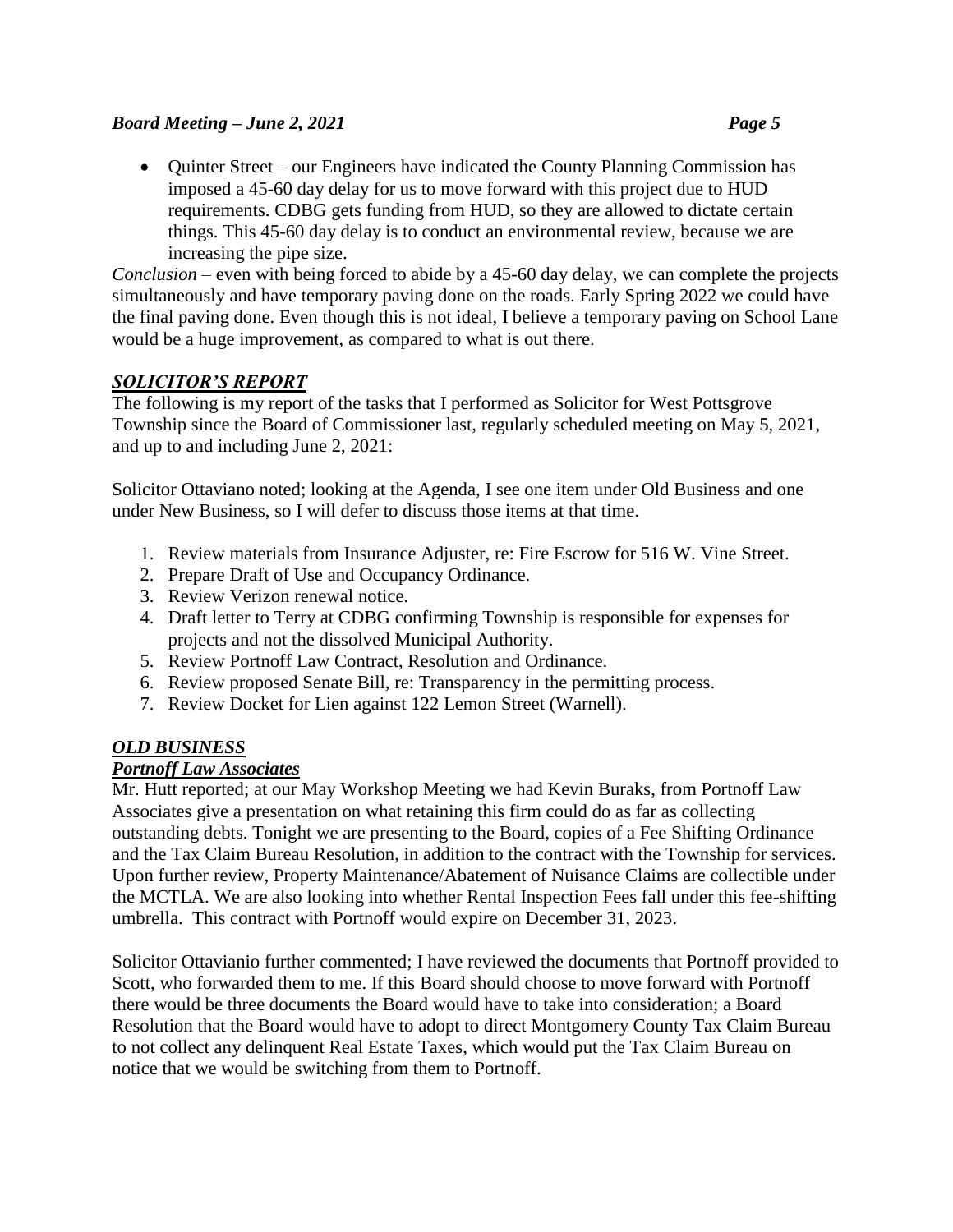- Quinter Street – our Engineers have indicated the County Planning Commission has imposed a 45-60 day delay for us to move forward with this project due to HUD requirements. CDBG gets funding from HUD, so they are allowed to dictate certain things. This 45-60 day delay is to conduct an environmental review, because we are increasing the pipe size.

*Conclusion* – even with being forced to abide by a 45-60 day delay, we can complete the projects simultaneously and have temporary paving done on the roads. Early Spring 2022 we could have the final paving done. Even though this is not ideal, I believe a temporary paving on School Lane would be a huge improvement, as compared to what is out there.

## *SOLICITOR'S REPORT*

The following is my report of the tasks that I performed as Solicitor for West Pottsgrove Township since the Board of Commissioner last, regularly scheduled meeting on May 5, 2021, and up to and including June 2, 2021:

Solicitor Ottaviano noted; looking at the Agenda, I see one item under Old Business and one under New Business, so I will defer to discuss those items at that time.

1. Review materials from Insurance Adjuster, re: Fire Escrow for 516 W. Vine Street.
2. Prepare Draft of Use and Occupancy Ordinance.
3. Review Verizon renewal notice.
4. Draft letter to Terry at CDBG confirming Township is responsible for expenses for projects and not the dissolved Municipal Authority.
5. Review Portnoff Law Contract, Resolution and Ordinance.
6. Review proposed Senate Bill, re: Transparency in the permitting process.
7. Review Docket for Lien against 122 Lemon Street (Warnell).

## *OLD BUSINESS*

### *Portnoff Law Associates*

Mr. Hutt reported; at our May Workshop Meeting we had Kevin Buraks, from Portnoff Law Associates give a presentation on what retaining this firm could do as far as collecting outstanding debts. Tonight we are presenting to the Board, copies of a Fee Shifting Ordinance and the Tax Claim Bureau Resolution, in addition to the contract with the Township for services. Upon further review, Property Maintenance/Abatement of Nuisance Claims are collectible under the MCTLA. We are also looking into whether Rental Inspection Fees fall under this fee-shifting umbrella. This contract with Portnoff would expire on December 31, 2023.

Solicitor Ottavianio further commented; I have reviewed the documents that Portnoff provided to Scott, who forwarded them to me. If this Board should choose to move forward with Portnoff there would be three documents the Board would have to take into consideration; a Board Resolution that the Board would have to adopt to direct Montgomery County Tax Claim Bureau to not collect any delinquent Real Estate Taxes, which would put the Tax Claim Bureau on notice that we would be switching from them to Portnoff.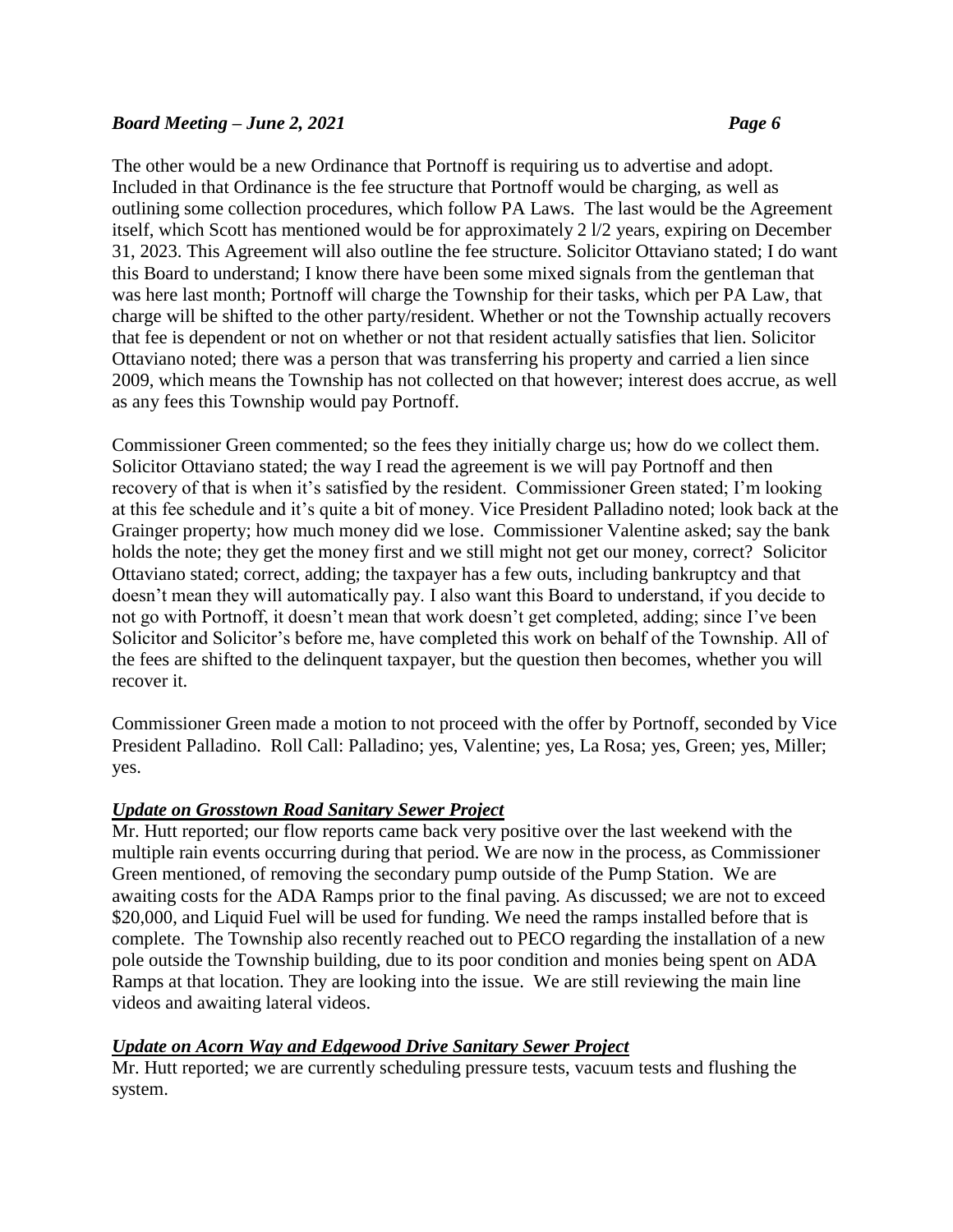The other would be a new Ordinance that Portnoff is requiring us to advertise and adopt. Included in that Ordinance is the fee structure that Portnoff would be charging, as well as outlining some collection procedures, which follow PA Laws. The last would be the Agreement itself, which Scott has mentioned would be for approximately 2 l/2 years, expiring on December 31, 2023. This Agreement will also outline the fee structure. Solicitor Ottaviano stated; I do want this Board to understand; I know there have been some mixed signals from the gentleman that was here last month; Portnoff will charge the Township for their tasks, which per PA Law, that charge will be shifted to the other party/resident. Whether or not the Township actually recovers that fee is dependent or not on whether or not that resident actually satisfies that lien. Solicitor Ottaviano noted; there was a person that was transferring his property and carried a lien since 2009, which means the Township has not collected on that however; interest does accrue, as well as any fees this Township would pay Portnoff.

Commissioner Green commented; so the fees they initially charge us; how do we collect them. Solicitor Ottaviano stated; the way I read the agreement is we will pay Portnoff and then recovery of that is when it's satisfied by the resident. Commissioner Green stated; I'm looking at this fee schedule and it's quite a bit of money. Vice President Palladino noted; look back at the Grainger property; how much money did we lose. Commissioner Valentine asked; say the bank holds the note; they get the money first and we still might not get our money, correct? Solicitor Ottaviano stated; correct, adding; the taxpayer has a few outs, including bankruptcy and that doesn't mean they will automatically pay. I also want this Board to understand, if you decide to not go with Portnoff, it doesn't mean that work doesn't get completed, adding; since I've been Solicitor and Solicitor's before me, have completed this work on behalf of the Township. All of the fees are shifted to the delinquent taxpayer, but the question then becomes, whether you will recover it.

Commissioner Green made a motion to not proceed with the offer by Portnoff, seconded by Vice President Palladino. Roll Call: Palladino; yes, Valentine; yes, La Rosa; yes, Green; yes, Miller; yes.

***Update on Grosstown Road Sanitary Sewer Project***

Mr. Hutt reported; our flow reports came back very positive over the last weekend with the multiple rain events occurring during that period. We are now in the process, as Commissioner Green mentioned, of removing the secondary pump outside of the Pump Station. We are awaiting costs for the ADA Ramps prior to the final paving. As discussed; we are not to exceed $20,000, and Liquid Fuel will be used for funding. We need the ramps installed before that is complete. The Township also recently reached out to PECO regarding the installation of a new pole outside the Township building, due to its poor condition and monies being spent on ADA Ramps at that location. They are looking into the issue. We are still reviewing the main line videos and awaiting lateral videos.

***Update on Acorn Way and Edgewood Drive Sanitary Sewer Project***

Mr. Hutt reported; we are currently scheduling pressure tests, vacuum tests and flushing the system.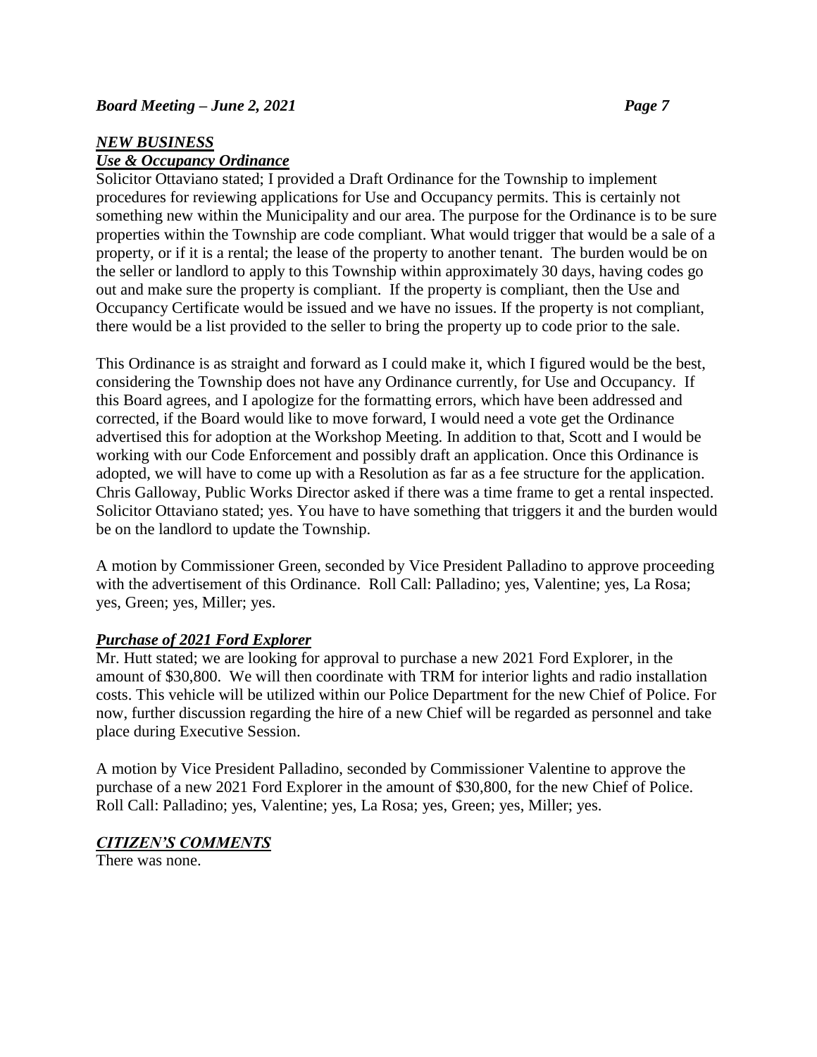## *NEW BUSINESS*

### *Use & Occupancy Ordinance*

Solicitor Ottaviano stated; I provided a Draft Ordinance for the Township to implement procedures for reviewing applications for Use and Occupancy permits. This is certainly not something new within the Municipality and our area. The purpose for the Ordinance is to be sure properties within the Township are code compliant. What would trigger that would be a sale of a property, or if it is a rental; the lease of the property to another tenant. The burden would be on the seller or landlord to apply to this Township within approximately 30 days, having codes go out and make sure the property is compliant. If the property is compliant, then the Use and Occupancy Certificate would be issued and we have no issues. If the property is not compliant, there would be a list provided to the seller to bring the property up to code prior to the sale.

This Ordinance is as straight and forward as I could make it, which I figured would be the best, considering the Township does not have any Ordinance currently, for Use and Occupancy. If this Board agrees, and I apologize for the formatting errors, which have been addressed and corrected, if the Board would like to move forward, I would need a vote get the Ordinance advertised this for adoption at the Workshop Meeting. In addition to that, Scott and I would be working with our Code Enforcement and possibly draft an application. Once this Ordinance is adopted, we will have to come up with a Resolution as far as a fee structure for the application. Chris Galloway, Public Works Director asked if there was a time frame to get a rental inspected. Solicitor Ottaviano stated; yes. You have to have something that triggers it and the burden would be on the landlord to update the Township.

A motion by Commissioner Green, seconded by Vice President Palladino to approve proceeding with the advertisement of this Ordinance. Roll Call: Palladino; yes, Valentine; yes, La Rosa; yes, Green; yes, Miller; yes.

### *Purchase of 2021 Ford Explorer*

Mr. Hutt stated; we are looking for approval to purchase a new 2021 Ford Explorer, in the amount of $30,800. We will then coordinate with TRM for interior lights and radio installation costs. This vehicle will be utilized within our Police Department for the new Chief of Police. For now, further discussion regarding the hire of a new Chief will be regarded as personnel and take place during Executive Session.

A motion by Vice President Palladino, seconded by Commissioner Valentine to approve the purchase of a new 2021 Ford Explorer in the amount of $30,800, for the new Chief of Police. Roll Call: Palladino; yes, Valentine; yes, La Rosa; yes, Green; yes, Miller; yes.

## *CITIZEN'S COMMENTS*

There was none.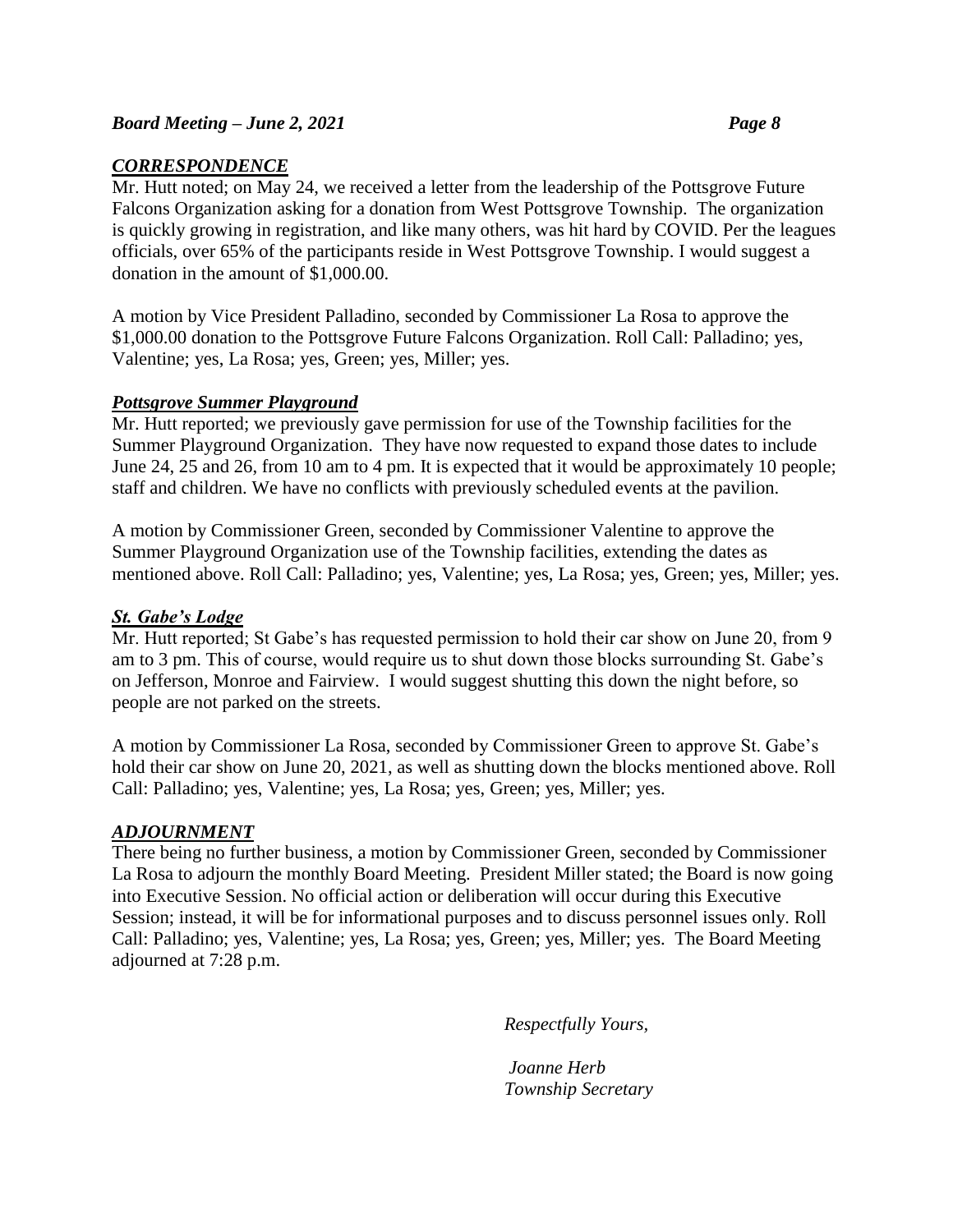## *CORRESPONDENCE*

Mr. Hutt noted; on May 24, we received a letter from the leadership of the Pottsgrove Future Falcons Organization asking for a donation from West Pottsgrove Township. The organization is quickly growing in registration, and like many others, was hit hard by COVID. Per the leagues officials, over 65% of the participants reside in West Pottsgrove Township. I would suggest a donation in the amount of $1,000.00.

A motion by Vice President Palladino, seconded by Commissioner La Rosa to approve the $1,000.00 donation to the Pottsgrove Future Falcons Organization. Roll Call: Palladino; yes, Valentine; yes, La Rosa; yes, Green; yes, Miller; yes.

### *Pottsgrove Summer Playground*

Mr. Hutt reported; we previously gave permission for use of the Township facilities for the Summer Playground Organization. They have now requested to expand those dates to include June 24, 25 and 26, from 10 am to 4 pm. It is expected that it would be approximately 10 people; staff and children. We have no conflicts with previously scheduled events at the pavilion.

A motion by Commissioner Green, seconded by Commissioner Valentine to approve the Summer Playground Organization use of the Township facilities, extending the dates as mentioned above. Roll Call: Palladino; yes, Valentine; yes, La Rosa; yes, Green; yes, Miller; yes.

### *St. Gabe's Lodge*

Mr. Hutt reported; St Gabe's has requested permission to hold their car show on June 20, from 9 am to 3 pm. This of course, would require us to shut down those blocks surrounding St. Gabe's on Jefferson, Monroe and Fairview. I would suggest shutting this down the night before, so people are not parked on the streets.

A motion by Commissioner La Rosa, seconded by Commissioner Green to approve St. Gabe's hold their car show on June 20, 2021, as well as shutting down the blocks mentioned above. Roll Call: Palladino; yes, Valentine; yes, La Rosa; yes, Green; yes, Miller; yes.

## *ADJOURNMENT*

There being no further business, a motion by Commissioner Green, seconded by Commissioner La Rosa to adjourn the monthly Board Meeting. President Miller stated; the Board is now going into Executive Session. No official action or deliberation will occur during this Executive Session; instead, it will be for informational purposes and to discuss personnel issues only. Roll Call: Palladino; yes, Valentine; yes, La Rosa; yes, Green; yes, Miller; yes. The Board Meeting adjourned at 7:28 p.m.

*Respectfully Yours,*

*Joanne Herb*
*Township Secretary*